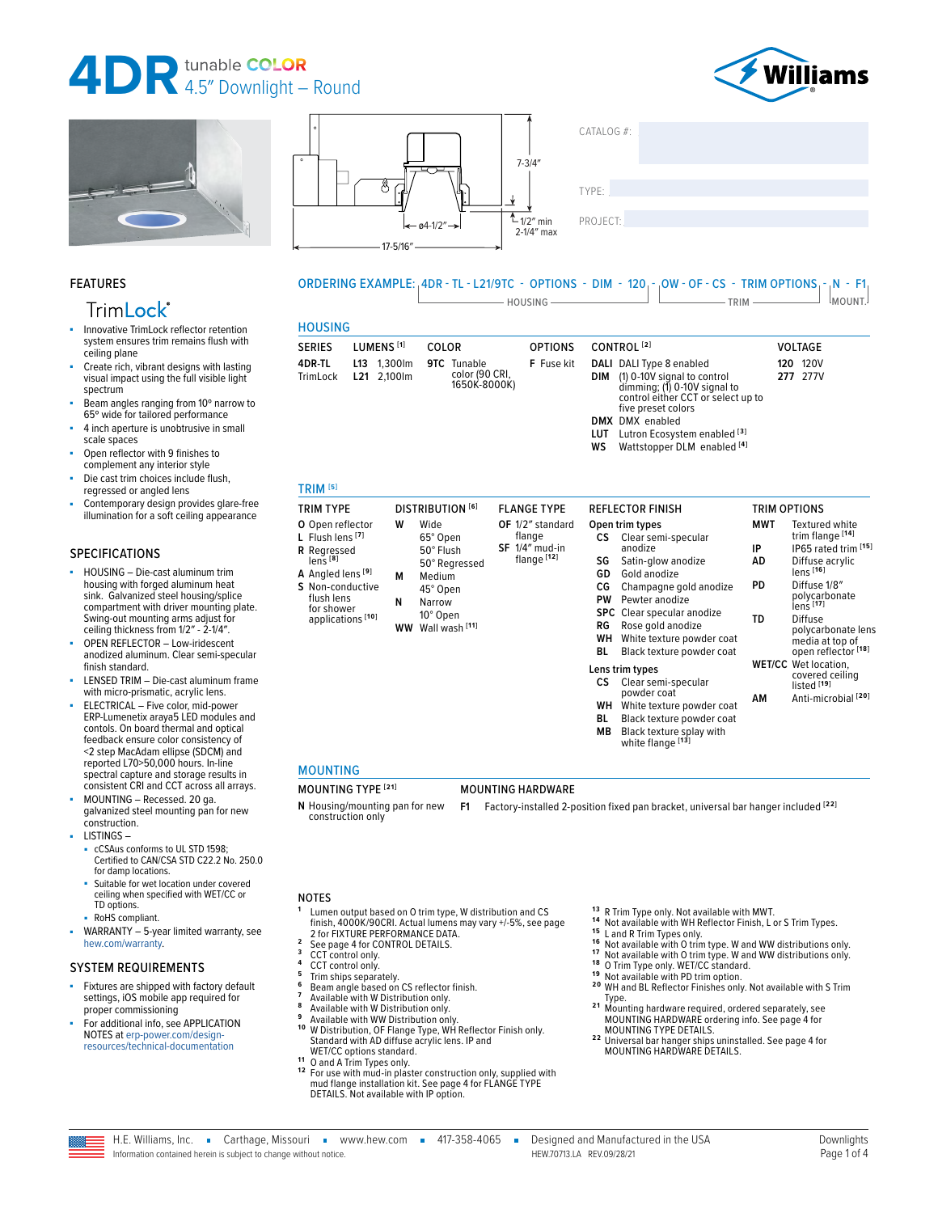# 4DR tunable COLOR 4.5" Downlight – Round

Williams

7-3/4"
ø4-1/2"
1/2" min 2-1/4" max
17-5/16"

CATALOG #:

TYPE:

PROJECT:

## FEATURES

TrimLock®

- Innovative TrimLock reflector retention system ensures trim remains flush with ceiling plane
- Create rich, vibrant designs with lasting visual impact using the full visible light spectrum
- Beam angles ranging from 10° narrow to 65° wide for tailored performance
- 4 inch aperture is unobtrusive in small scale spaces
- Open reflector with 9 finishes to complement any interior style
- Die cast trim choices include flush, regressed or angled lens
- Contemporary design provides glare-free illumination for a soft ceiling appearance

## SPECIFICATIONS

- HOUSING – Die-cast aluminum trim housing with forged aluminum heat sink. Galvanized steel housing/splice compartment with driver mounting plate. Swing-out mounting arms adjust for ceiling thickness from 1/2" - 2-1/4".
- OPEN REFLECTOR – Low-iridescent anodized aluminum. Clear semi-specular finish standard.
- LENSED TRIM – Die-cast aluminum frame with micro-prismatic, acrylic lens.
- ELECTRICAL – Five color, mid-power ERP-Lumenetix araya5 LED modules and contols. On board thermal and optical feedback ensure color consistency of <2 step MacAdam ellipse (SDCM) and reported L70>50,000 hours. In-line spectral capture and storage results in consistent CRI and CCT across all arrays.
- MOUNTING – Recessed. 20 ga. galvanized steel mounting pan for new construction.
- LISTINGS –
  - cCSAus conforms to UL STD 1598; Certified to CAN/CSA STD C22.2 No. 250.0 for damp locations.
  - Suitable for wet location under covered ceiling when specified with WET/CC or TD options.
  - RoHS compliant.
- WARRANTY – 5-year limited warranty, see hew.com/warranty.

## SYSTEM REQUIREMENTS

- Fixtures are shipped with factory default settings, iOS mobile app required for proper commissioning
- For additional info, see APPLICATION NOTES at erp-power.com/design-resources/technical-documentation

**ORDERING EXAMPLE:** 4DR - TL - L21/9TC - OPTIONS - DIM - 120 - OW - OF - CS - TRIM OPTIONS - N - F1

(HOUSING: 4DR - TL - L21/9TC - OPTIONS - DIM - 120; TRIM: OW - OF - CS - TRIM OPTIONS; MOUNT: N - F1)

## HOUSING

| SERIES | LUMENS [1] | COLOR | OPTIONS | CONTROL [2] | VOLTAGE |
|---|---|---|---|---|---|
| **4DR-TL** TrimLock | **L13** 1,300lm<br>**L21** 2,100lm | **9TC** Tunable color (90 CRI, 1650K-8000K) | **F** Fuse kit | **DALI** DALI Type 8 enabled<br>**DIM** (1) 0-10V signal to control dimming; (1) 0-10V signal to control either CCT or select up to five preset colors<br>**DMX** DMX enabled<br>**LUT** Lutron Ecosystem enabled [3]<br>**WS** Wattstopper DLM enabled [4] | **120** 120V<br>**277** 277V |

## TRIM [5]

| TRIM TYPE | DISTRIBUTION [6] | FLANGE TYPE | REFLECTOR FINISH | TRIM OPTIONS |
|---|---|---|---|---|
| **O** Open reflector<br>**L** Flush lens [7]<br>**R** Regressed lens [8]<br>**A** Angled lens [9]<br>**S** Non-conductive flush lens for shower applications [10] | **W** Wide<br>65° Open<br>50° Flush<br>50° Regressed<br>**M** Medium<br>45° Open<br>**N** Narrow<br>10° Open<br>**WW** Wall wash [11] | **OF** 1/2" standard flange<br>**SF** 1/4" mud-in flange [12] | *Open trim types*<br>**CS** Clear semi-specular anodize<br>**SG** Satin-glow anodize<br>**GD** Gold anodize<br>**CG** Champagne gold anodize<br>**PW** Pewter anodize<br>**SPC** Clear specular anodize<br>**RG** Rose gold anodize<br>**WH** White texture powder coat<br>**BL** Black texture powder coat<br>*Lens trim types*<br>**CS** Clear semi-specular powder coat<br>**WH** White texture powder coat<br>**BL** Black texture powder coat<br>**MB** Black texture splay with white flange [13] | **MWT** Textured white trim flange [14]<br>**IP** IP65 rated trim [15]<br>**AD** Diffuse acrylic lens [16]<br>**PD** Diffuse 1/8" polycarbonate lens [17]<br>**TD** Diffuse polycarbonate lens media at top of open reflector [18]<br>**WET/CC** Wet location, covered ceiling listed [19]<br>**AM** Anti-microbial [20] |

## MOUNTING

| MOUNTING TYPE [21] | MOUNTING HARDWARE |
|---|---|
| **N** Housing/mounting pan for new construction only | **F1** Factory-installed 2-position fixed pan bracket, universal bar hanger included [22] |

## NOTES

1. Lumen output based on O trim type, W distribution and CS finish, 4000K/90CRI. Actual lumens may vary +/-5%, see page 2 for FIXTURE PERFORMANCE DATA.
2. See page 4 for CONTROL DETAILS.
3. CCT control only.
4. CCT control only.
5. Trim ships separately.
6. Beam angle based on CS reflector finish.
7. Available with W Distribution only.
8. Available with W Distribution only.
9. Available with WW Distribution only.
10. W Distribution, OF Flange Type, WH Reflector Finish only. Standard with AD diffuse acrylic lens. IP and WET/CC options standard.
11. O and A Trim Types only.
12. For use with mud-in plaster construction only, supplied with mud flange installation kit. See page 4 for FLANGE TYPE DETAILS. Not available with IP option.
13. R Trim Type only. Not available with MWT.
14. Not available with WH Reflector Finish, L or S Trim Types.
15. L and R Trim Types only.
16. Not available with O trim type. W and WW distributions only.
17. Not available with O trim type. W and WW distributions only.
18. O Trim Type only. WET/CC standard.
19. Not available with PD trim option.
20. WH and BL Reflector Finishes only. Not available with S Trim Type.
21. Mounting hardware required, ordered separately, see MOUNTING HARDWARE ordering info. See page 4 for MOUNTING TYPE DETAILS.
22. Universal bar hanger ships uninstalled. See page 4 for MOUNTING HARDWARE DETAILS.

H.E. Williams, Inc. ▪ Carthage, Missouri ▪ www.hew.com ▪ 417-358-4065 ▪ Designed and Manufactured in the USA

Information contained herein is subject to change without notice. HEW.70713.LA REV.09/28/21 Downlights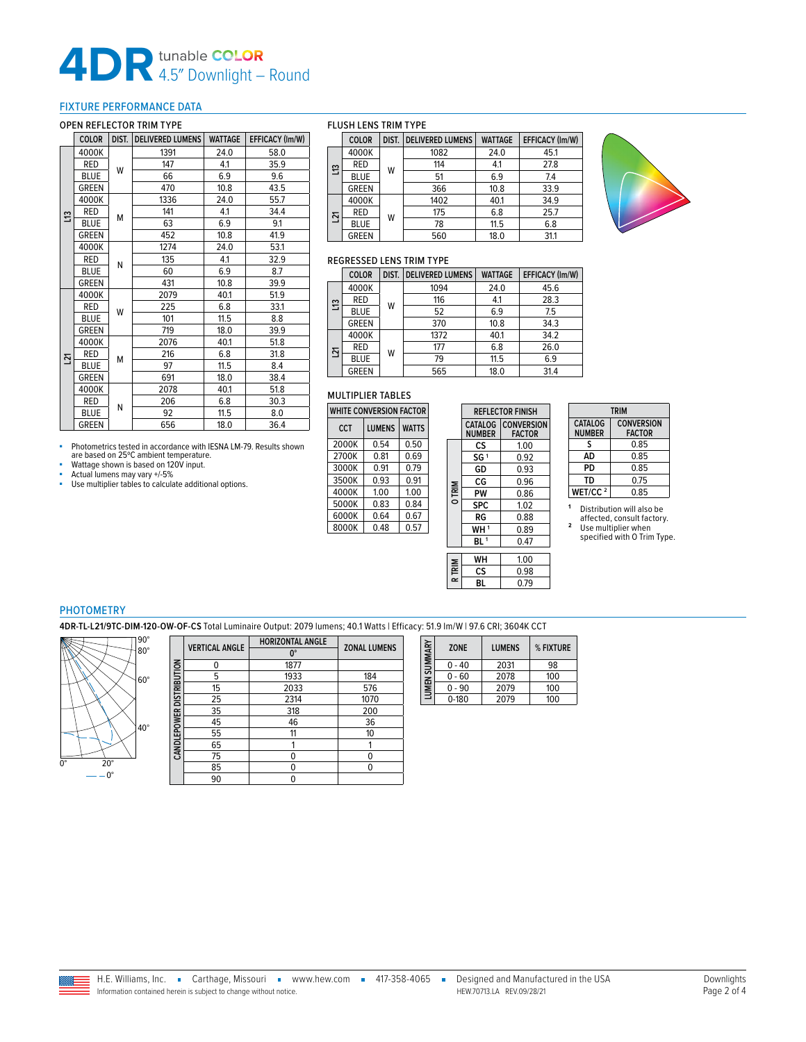# 4DR tunable COLOR 4.5" Downlight – Round

## FIXTURE PERFORMANCE DATA

### OPEN REFLECTOR TRIM TYPE

| | COLOR | DIST. | DELIVERED LUMENS | WATTAGE | EFFICACY (lm/W) |
|---|---|---|---|---|---|
| L13 | 4000K | W | 1391 | 24.0 | 58.0 |
| | RED | | 147 | 4.1 | 35.9 |
| | BLUE | | 66 | 6.9 | 9.6 |
| | GREEN | | 470 | 10.8 | 43.5 |
| | 4000K | M | 1336 | 24.0 | 55.7 |
| | RED | | 141 | 4.1 | 34.4 |
| | BLUE | | 63 | 6.9 | 9.1 |
| | GREEN | | 452 | 10.8 | 41.9 |
| | 4000K | N | 1274 | 24.0 | 53.1 |
| | RED | | 135 | 4.1 | 32.9 |
| | BLUE | | 60 | 6.9 | 8.7 |
| | GREEN | | 431 | 10.8 | 39.9 |
| L21 | 4000K | W | 2079 | 40.1 | 51.9 |
| | RED | | 225 | 6.8 | 33.1 |
| | BLUE | | 101 | 11.5 | 8.8 |
| | GREEN | | 719 | 18.0 | 39.9 |
| | 4000K | M | 2076 | 40.1 | 51.8 |
| | RED | | 216 | 6.8 | 31.8 |
| | BLUE | | 97 | 11.5 | 8.4 |
| | GREEN | | 691 | 18.0 | 38.4 |
| | 4000K | N | 2078 | 40.1 | 51.8 |
| | RED | | 206 | 6.8 | 30.3 |
| | BLUE | | 92 | 11.5 | 8.0 |
| | GREEN | | 656 | 18.0 | 36.4 |

- Photometrics tested in accordance with IESNA LM-79. Results shown are based on 25ºC ambient temperature.
- Wattage shown is based on 120V input.
- Actual lumens may vary +/-5%
- Use multiplier tables to calculate additional options.

### FLUSH LENS TRIM TYPE

| | COLOR | DIST. | DELIVERED LUMENS | WATTAGE | EFFICACY (lm/W) |
|---|---|---|---|---|---|
| L13 | 4000K | W | 1082 | 24.0 | 45.1 |
| | RED | | 114 | 4.1 | 27.8 |
| | BLUE | | 51 | 6.9 | 7.4 |
| | GREEN | | 366 | 10.8 | 33.9 |
| L21 | 4000K | W | 1402 | 40.1 | 34.9 |
| | RED | | 175 | 6.8 | 25.7 |
| | BLUE | | 78 | 11.5 | 6.8 |
| | GREEN | | 560 | 18.0 | 31.1 |

### REGRESSED LENS TRIM TYPE

| | COLOR | DIST. | DELIVERED LUMENS | WATTAGE | EFFICACY (lm/W) |
|---|---|---|---|---|---|
| L13 | 4000K | W | 1094 | 24.0 | 45.6 |
| | RED | | 116 | 4.1 | 28.3 |
| | BLUE | | 52 | 6.9 | 7.5 |
| | GREEN | | 370 | 10.8 | 34.3 |
| L21 | 4000K | W | 1372 | 40.1 | 34.2 |
| | RED | | 177 | 6.8 | 26.0 |
| | BLUE | | 79 | 11.5 | 6.9 |
| | GREEN | | 565 | 18.0 | 31.4 |

### MULTIPLIER TABLES

| WHITE CONVERSION FACTOR | | |
|---|---|---|
| CCT | LUMENS | WATTS |
| 2000K | 0.54 | 0.50 |
| 2700K | 0.81 | 0.69 |
| 3000K | 0.91 | 0.79 |
| 3500K | 0.93 | 0.91 |
| 4000K | 1.00 | 1.00 |
| 5000K | 0.83 | 0.84 |
| 6000K | 0.64 | 0.67 |
| 8000K | 0.48 | 0.57 |

| | REFLECTOR FINISH | |
|---|---|---|
| | CATALOG NUMBER | CONVERSION FACTOR |
| O TRIM | CS | 1.00 |
| | SG [1] | 0.92 |
| | GD | 0.93 |
| | CG | 0.96 |
| | PW | 0.86 |
| | SPC | 1.02 |
| | RG | 0.88 |
| | WH [1] | 0.89 |
| | BL [1] | 0.47 |
| R TRIM | WH | 1.00 |
| | CS | 0.98 |
| | BL | 0.79 |

| TRIM | |
|---|---|
| CATALOG NUMBER | CONVERSION FACTOR |
| S | 0.85 |
| AD | 0.85 |
| PD | 0.85 |
| TD | 0.75 |
| WET/CC [2] | 0.85 |

[1] Distribution will also be affected, consult factory.
[2] Use multiplier when specified with O Trim Type.

## PHOTOMETRY

**4DR-TL-L21/9TC-DIM-120-OW-OF-CS** Total Luminaire Output: 2079 lumens; 40.1 Watts | Efficacy: 51.9 lm/W | 97.6 CRI; 3604K CCT

| CANDLEPOWER DISTRIBUTION | | |
|---|---|---|
| VERTICAL ANGLE | HORIZONTAL ANGLE 0° | ZONAL LUMENS |
| 0 | 1877 | |
| 5 | 1933 | 184 |
| 15 | 2033 | 576 |
| 25 | 2314 | 1070 |
| 35 | 318 | 200 |
| 45 | 46 | 36 |
| 55 | 11 | 10 |
| 65 | 1 | 1 |
| 75 | 0 | 0 |
| 85 | 0 | 0 |
| 90 | 0 | |

| LUMEN SUMMARY | | |
|---|---|---|
| ZONE | LUMENS | % FIXTURE |
| 0 - 40 | 2031 | 98 |
| 0 - 60 | 2078 | 100 |
| 0 - 90 | 2079 | 100 |
| 0-180 | 2079 | 100 |

H.E. Williams, Inc. ▪ Carthage, Missouri ▪ www.hew.com ▪ 417-358-4065 ▪ Designed and Manufactured in the USA
Information contained herein is subject to change without notice. HEW.70713.LA REV.09/28/21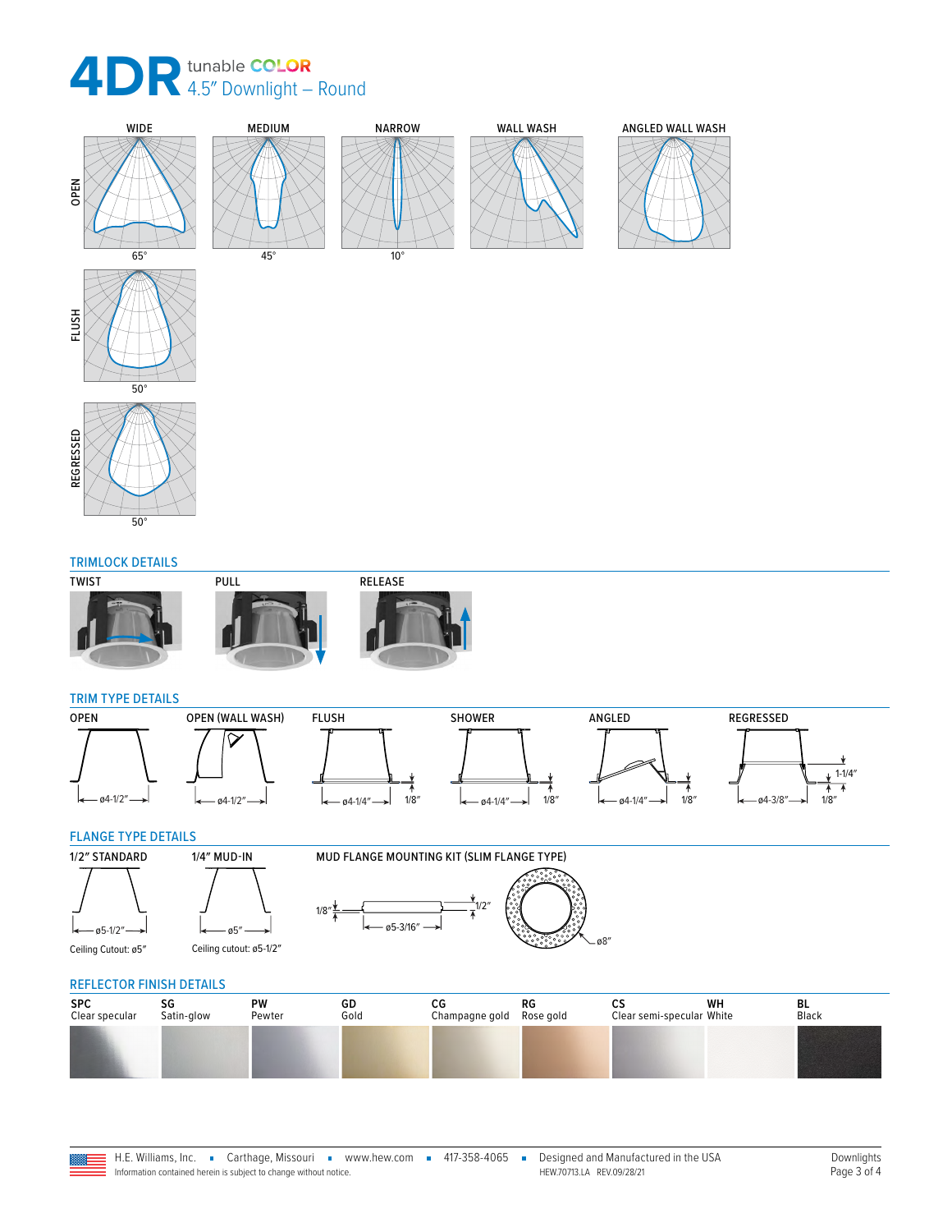# 4DR tunable COLOR 4.5" Downlight – Round

| | WIDE | MEDIUM | NARROW | WALL WASH | ANGLED WALL WASH |
|---|---|---|---|---|---|
| OPEN | 65° | 45° | 10° | | |
| FLUSH | 50° | | | | |
| REGRESSED | 50° | | | | |

## TRIMLOCK DETAILS

TWIST | PULL | RELEASE

## TRIM TYPE DETAILS

| OPEN | OPEN (WALL WASH) | FLUSH | SHOWER | ANGLED | REGRESSED |
|---|---|---|---|---|---|
| ø4-1/2" | ø4-1/2" | ø4-1/4", 1/8" | ø4-1/4", 1/8" | ø4-1/4", 1/8" | ø4-3/8", 1/8", 1-1/4" |

## FLANGE TYPE DETAILS

| 1/2" STANDARD | 1/4" MUD-IN | MUD FLANGE MOUNTING KIT (SLIM FLANGE TYPE) |
|---|---|---|
| ø5-1/2" | ø5" | 1/8", 1/2", ø5-3/16", ø8" |
| Ceiling Cutout: ø5" | Ceiling cutout: ø5-1/2" | |

## REFLECTOR FINISH DETAILS

| SPC | SG | PW | GD | CG | RG | CS | WH | BL |
|---|---|---|---|---|---|---|---|---|
| Clear specular | Satin-glow | Pewter | Gold | Champagne gold | Rose gold | Clear semi-specular | White | Black |

H.E. Williams, Inc. ▪ Carthage, Missouri ▪ www.hew.com ▪ 417-358-4065 ▪ Designed and Manufactured in the USA

Information contained herein is subject to change without notice. HEW.70713.LA REV.09/28/21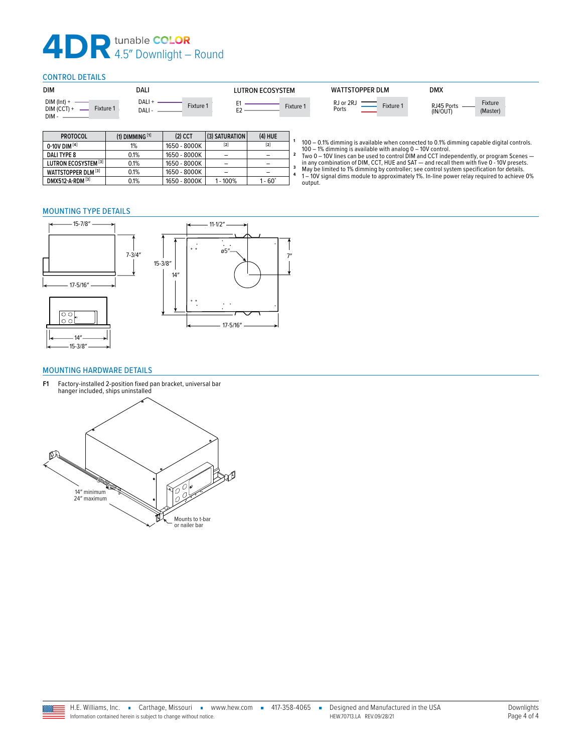# 4DR tunable COLOR 4.5" Downlight – Round

## CONTROL DETAILS

**DIM**

DIM (Int) +
DIM (CCT) +
DIM -
Fixture 1

**DALI**

DALI +
DALI -
Fixture 1

**LUTRON ECOSYSTEM**

E1
E2
Fixture 1

**WATTSTOPPER DLM**

RJ or 2RJ Ports
Fixture 1

**DMX**

RJ45 Ports (IN/OUT)
Fixture (Master)

| PROTOCOL | (1) DIMMING [1] | (2) CCT | (3) SATURATION | (4) HUE |
|---|---|---|---|---|
| 0-10V DIM [4] | 1% | 1650 - 8000K | [2] | [2] |
| DALI TYPE 8 | 0.1% | 1650 - 8000K | – | – |
| LUTRON ECOSYSTEM [3] | 0.1% | 1650 - 8000K | – | – |
| WATTSTOPPER DLM [3] | 0.1% | 1650 - 8000K | – | – |
| DMX512-A-RDM [3] | 0.1% | 1650 - 8000K | 1 - 100% | 1 - 60˚ |

1. 100 – 0.1% dimming is available when connected to 0.1% dimming capable digital controls. 100 – 1% dimming is available with analog 0 – 10V control.
2. Two 0 – 10V lines can be used to control DIM and CCT independently, or program Scenes — in any combination of DIM, CCT, HUE and SAT — and recall them with five 0 - 10V presets.
3. May be limited to 1% dimming by controller; see control system specification for details.
4. 1 – 10V signal dims module to approximately 1%. In-line power relay required to achieve 0% output.

## MOUNTING TYPE DETAILS

15-7/8"
7-3/4"
17-5/16"
14"
15-3/8"
11-1/2"
ø5"
7"
15-3/8"
14"
17-5/16"

## MOUNTING HARDWARE DETAILS

**F1** Factory-installed 2-position fixed pan bracket, universal bar hanger included, ships uninstalled

14" minimum
24" maximum
Mounts to t-bar or nailer bar

H.E. Williams, Inc. ▪ Carthage, Missouri ▪ www.hew.com ▪ 417-358-4065 ▪ Designed and Manufactured in the USA
Information contained herein is subject to change without notice. HEW.70713.LA REV.09/28/21